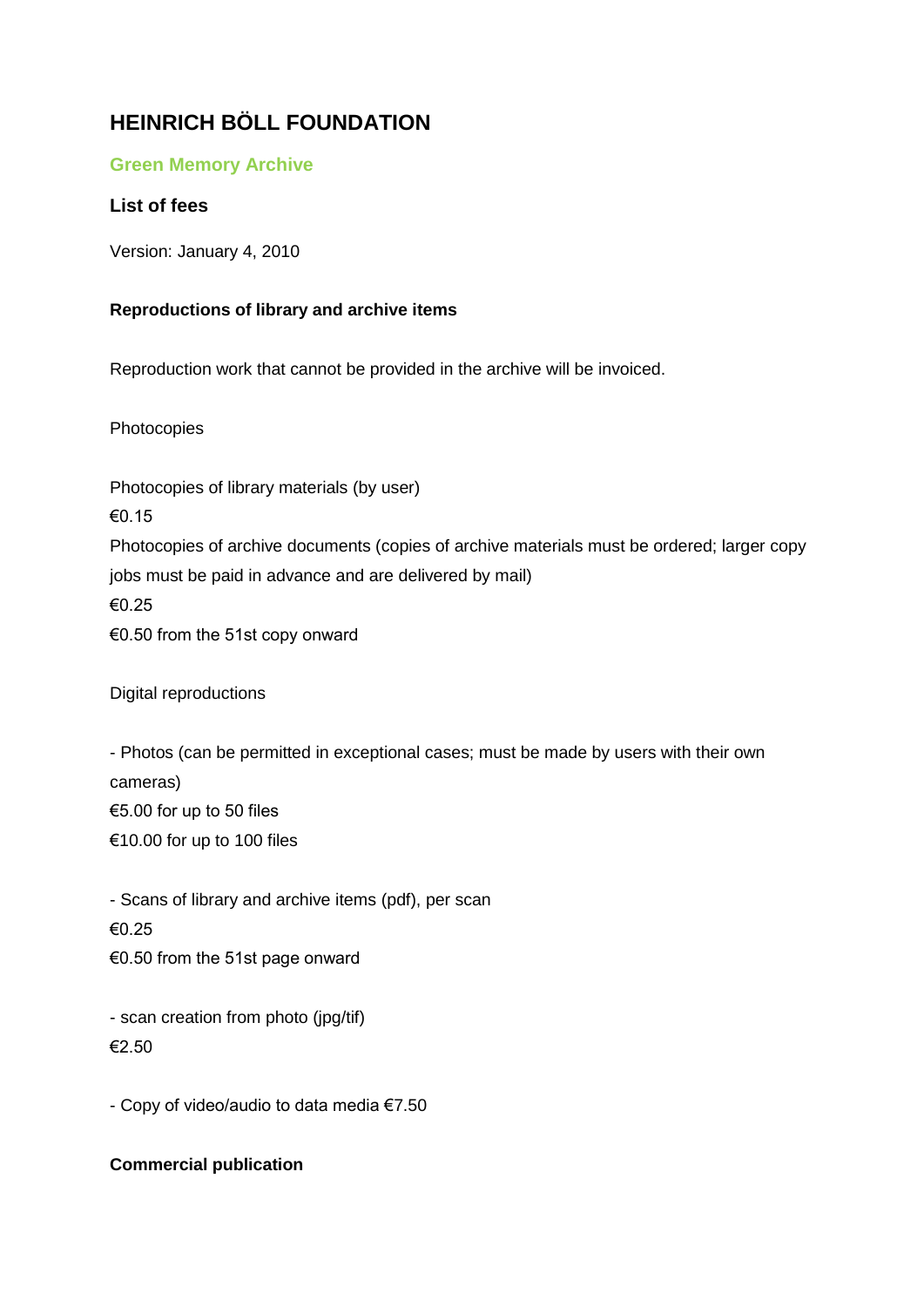# HEINRICH BÖLL FOUNDATION

## Green Memory Archive

### List of fees

Version: January 4, 2010

**Reproductions of library and archive items**

Reproduction work that cannot be provided in the archive will be invoiced.

Photocopies

Photocopies of library materials (by user)
€0.15
Photocopies of archive documents (copies of archive materials must be ordered; larger copy jobs must be paid in advance and are delivered by mail)
€0.25
€0.50 from the 51st copy onward

Digital reproductions

- Photos (can be permitted in exceptional cases; must be made by users with their own cameras)
€5.00 for up to 50 files
€10.00 for up to 100 files

- Scans of library and archive items (pdf), per scan
€0.25
€0.50 from the 51st page onward

- scan creation from photo (jpg/tif)
€2.50

- Copy of video/audio to data media €7.50

**Commercial publication**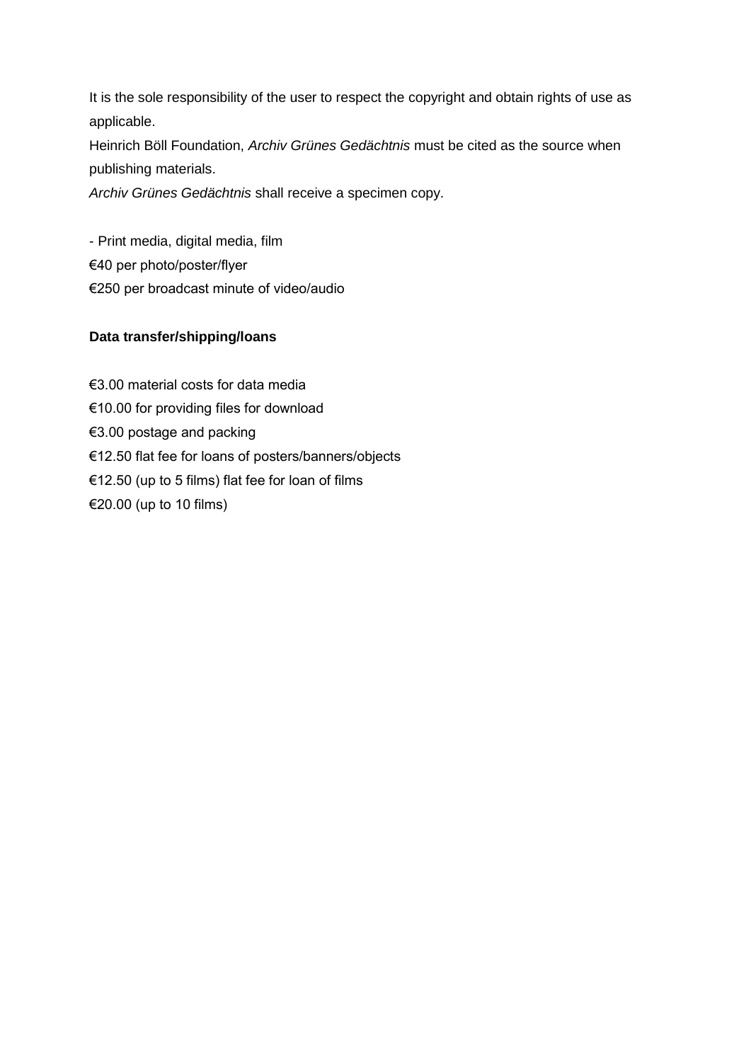It is the sole responsibility of the user to respect the copyright and obtain rights of use as applicable.
Heinrich Böll Foundation, *Archiv Grünes Gedächtnis* must be cited as the source when publishing materials.
*Archiv Grünes Gedächtnis* shall receive a specimen copy.

- Print media, digital media, film

€40 per photo/poster/flyer
€250 per broadcast minute of video/audio

**Data transfer/shipping/loans**

€3.00 material costs for data media
€10.00 for providing files for download
€3.00 postage and packing
€12.50 flat fee for loans of posters/banners/objects
€12.50 (up to 5 films) flat fee for loan of films
€20.00 (up to 10 films)